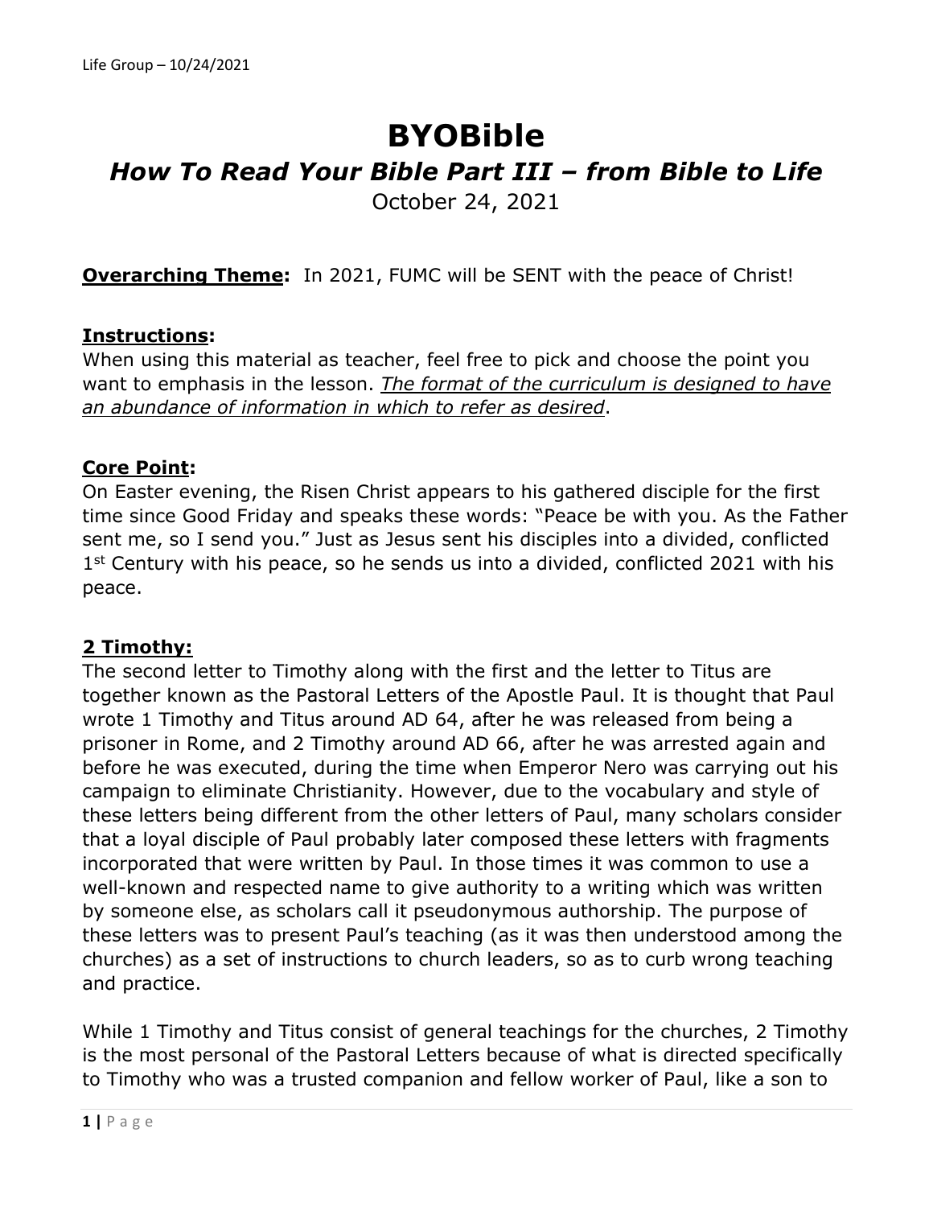# BYOBible

## *How To Read Your Bible Part III – from Bible to Life*

October 24, 2021

**Overarching Theme:** In 2021, FUMC will be SENT with the peace of Christ!

**Instructions:**
When using this material as teacher, feel free to pick and choose the point you want to emphasis in the lesson. *The format of the curriculum is designed to have an abundance of information in which to refer as desired*.

**Core Point:**
On Easter evening, the Risen Christ appears to his gathered disciple for the first time since Good Friday and speaks these words: "Peace be with you. As the Father sent me, so I send you." Just as Jesus sent his disciples into a divided, conflicted 1st Century with his peace, so he sends us into a divided, conflicted 2021 with his peace.

**2 Timothy:**
The second letter to Timothy along with the first and the letter to Titus are together known as the Pastoral Letters of the Apostle Paul. It is thought that Paul wrote 1 Timothy and Titus around AD 64, after he was released from being a prisoner in Rome, and 2 Timothy around AD 66, after he was arrested again and before he was executed, during the time when Emperor Nero was carrying out his campaign to eliminate Christianity. However, due to the vocabulary and style of these letters being different from the other letters of Paul, many scholars consider that a loyal disciple of Paul probably later composed these letters with fragments incorporated that were written by Paul. In those times it was common to use a well-known and respected name to give authority to a writing which was written by someone else, as scholars call it pseudonymous authorship. The purpose of these letters was to present Paul's teaching (as it was then understood among the churches) as a set of instructions to church leaders, so as to curb wrong teaching and practice.

While 1 Timothy and Titus consist of general teachings for the churches, 2 Timothy is the most personal of the Pastoral Letters because of what is directed specifically to Timothy who was a trusted companion and fellow worker of Paul, like a son to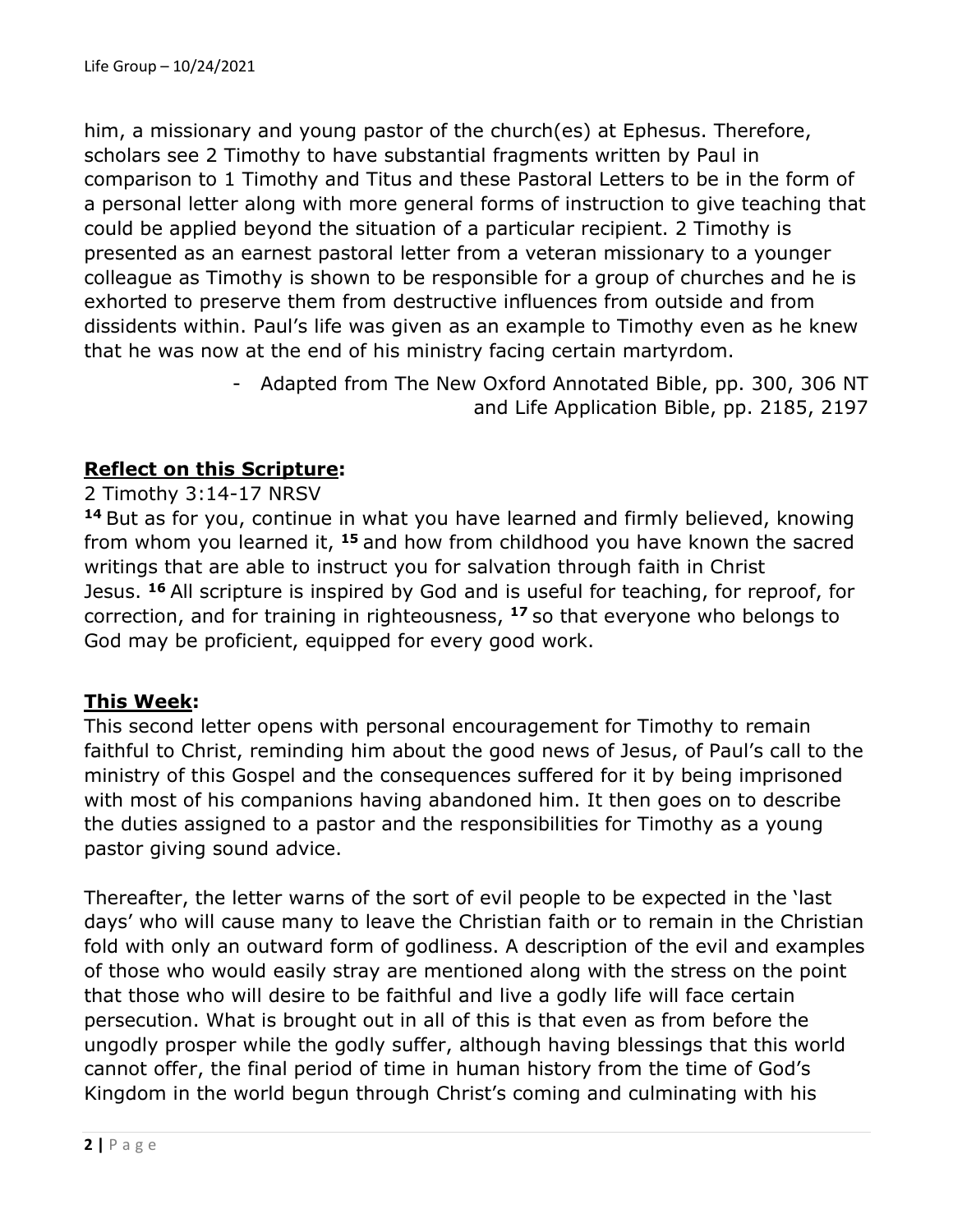him, a missionary and young pastor of the church(es) at Ephesus. Therefore, scholars see 2 Timothy to have substantial fragments written by Paul in comparison to 1 Timothy and Titus and these Pastoral Letters to be in the form of a personal letter along with more general forms of instruction to give teaching that could be applied beyond the situation of a particular recipient. 2 Timothy is presented as an earnest pastoral letter from a veteran missionary to a younger colleague as Timothy is shown to be responsible for a group of churches and he is exhorted to preserve them from destructive influences from outside and from dissidents within. Paul's life was given as an example to Timothy even as he knew that he was now at the end of his ministry facing certain martyrdom.

- Adapted from The New Oxford Annotated Bible, pp. 300, 306 NT and Life Application Bible, pp. 2185, 2197

**Reflect on this Scripture:**

2 Timothy 3:14-17 NRSV

**14** But as for you, continue in what you have learned and firmly believed, knowing from whom you learned it, **15** and how from childhood you have known the sacred writings that are able to instruct you for salvation through faith in Christ Jesus. **16** All scripture is inspired by God and is useful for teaching, for reproof, for correction, and for training in righteousness, **17** so that everyone who belongs to God may be proficient, equipped for every good work.

**This Week:**

This second letter opens with personal encouragement for Timothy to remain faithful to Christ, reminding him about the good news of Jesus, of Paul's call to the ministry of this Gospel and the consequences suffered for it by being imprisoned with most of his companions having abandoned him. It then goes on to describe the duties assigned to a pastor and the responsibilities for Timothy as a young pastor giving sound advice.

Thereafter, the letter warns of the sort of evil people to be expected in the 'last days' who will cause many to leave the Christian faith or to remain in the Christian fold with only an outward form of godliness. A description of the evil and examples of those who would easily stray are mentioned along with the stress on the point that those who will desire to be faithful and live a godly life will face certain persecution. What is brought out in all of this is that even as from before the ungodly prosper while the godly suffer, although having blessings that this world cannot offer, the final period of time in human history from the time of God's Kingdom in the world begun through Christ's coming and culminating with his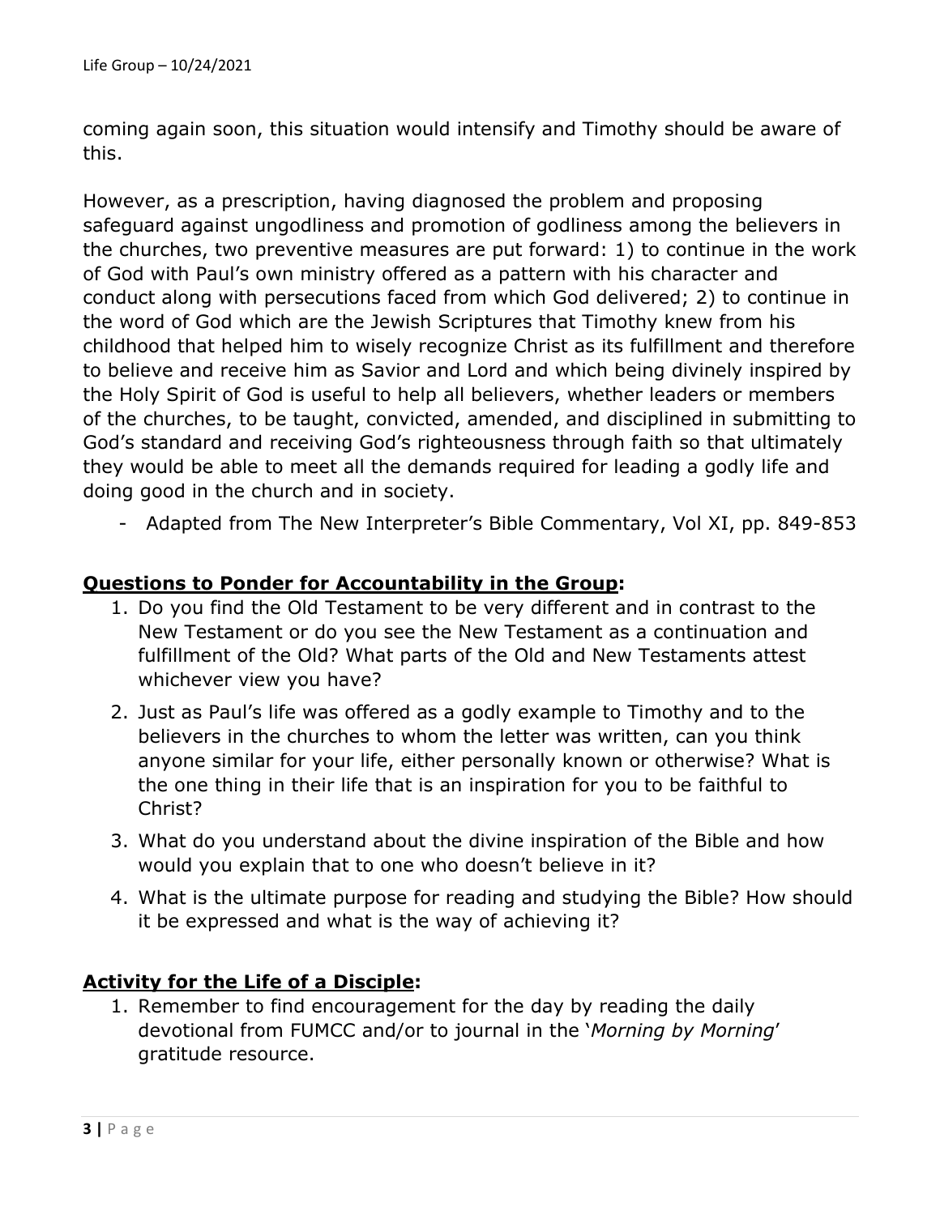coming again soon, this situation would intensify and Timothy should be aware of this.

However, as a prescription, having diagnosed the problem and proposing safeguard against ungodliness and promotion of godliness among the believers in the churches, two preventive measures are put forward: 1) to continue in the work of God with Paul's own ministry offered as a pattern with his character and conduct along with persecutions faced from which God delivered; 2) to continue in the word of God which are the Jewish Scriptures that Timothy knew from his childhood that helped him to wisely recognize Christ as its fulfillment and therefore to believe and receive him as Savior and Lord and which being divinely inspired by the Holy Spirit of God is useful to help all believers, whether leaders or members of the churches, to be taught, convicted, amended, and disciplined in submitting to God's standard and receiving God's righteousness through faith so that ultimately they would be able to meet all the demands required for leading a godly life and doing good in the church and in society.

- Adapted from The New Interpreter's Bible Commentary, Vol XI, pp. 849-853

## **Questions to Ponder for Accountability in the Group:**

1. Do you find the Old Testament to be very different and in contrast to the New Testament or do you see the New Testament as a continuation and fulfillment of the Old? What parts of the Old and New Testaments attest whichever view you have?
2. Just as Paul's life was offered as a godly example to Timothy and to the believers in the churches to whom the letter was written, can you think anyone similar for your life, either personally known or otherwise? What is the one thing in their life that is an inspiration for you to be faithful to Christ?
3. What do you understand about the divine inspiration of the Bible and how would you explain that to one who doesn't believe in it?
4. What is the ultimate purpose for reading and studying the Bible? How should it be expressed and what is the way of achieving it?

## **Activity for the Life of a Disciple:**

1. Remember to find encouragement for the day by reading the daily devotional from FUMCC and/or to journal in the '*Morning by Morning*' gratitude resource.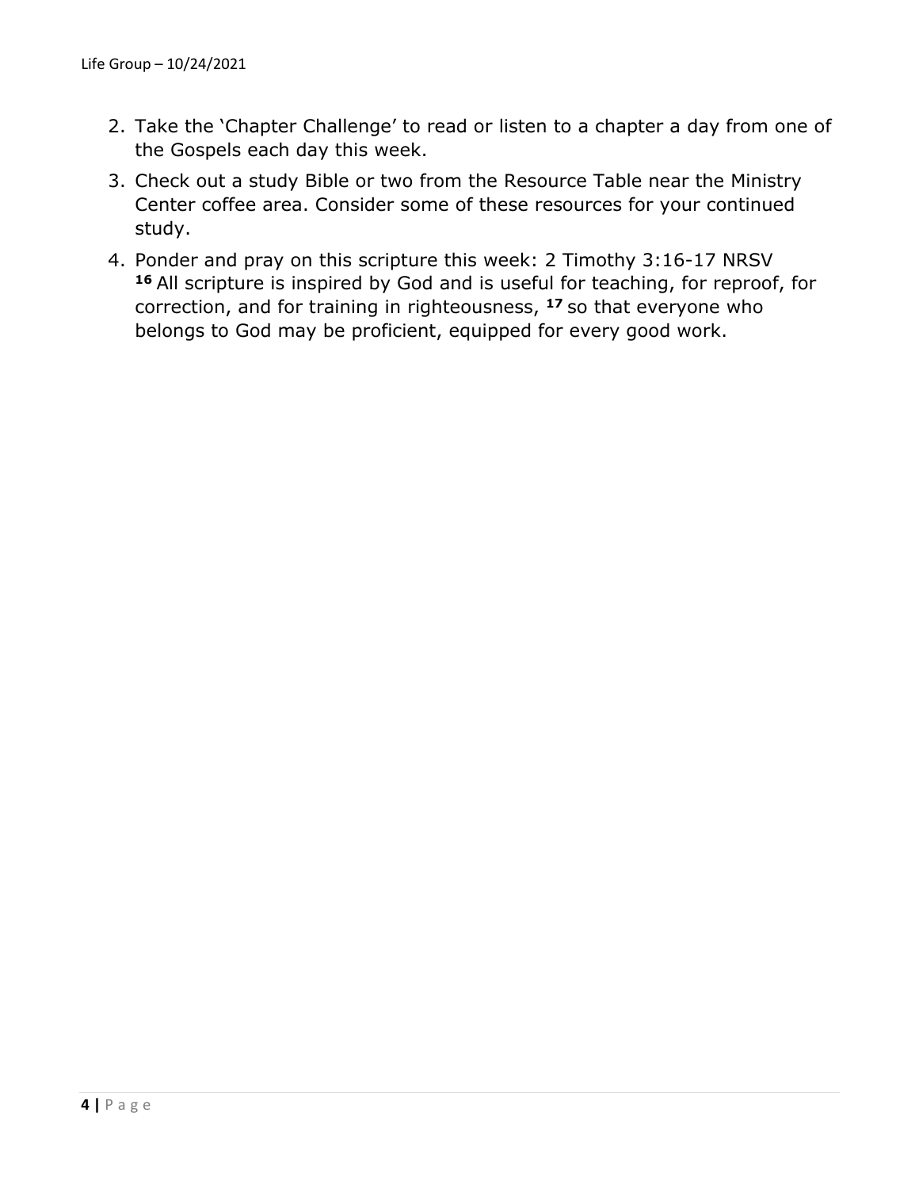2. Take the 'Chapter Challenge' to read or listen to a chapter a day from one of the Gospels each day this week.
3. Check out a study Bible or two from the Resource Table near the Ministry Center coffee area. Consider some of these resources for your continued study.
4. Ponder and pray on this scripture this week: 2 Timothy 3:16-17 NRSV
   **16** All scripture is inspired by God and is useful for teaching, for reproof, for correction, and for training in righteousness, **17** so that everyone who belongs to God may be proficient, equipped for every good work.